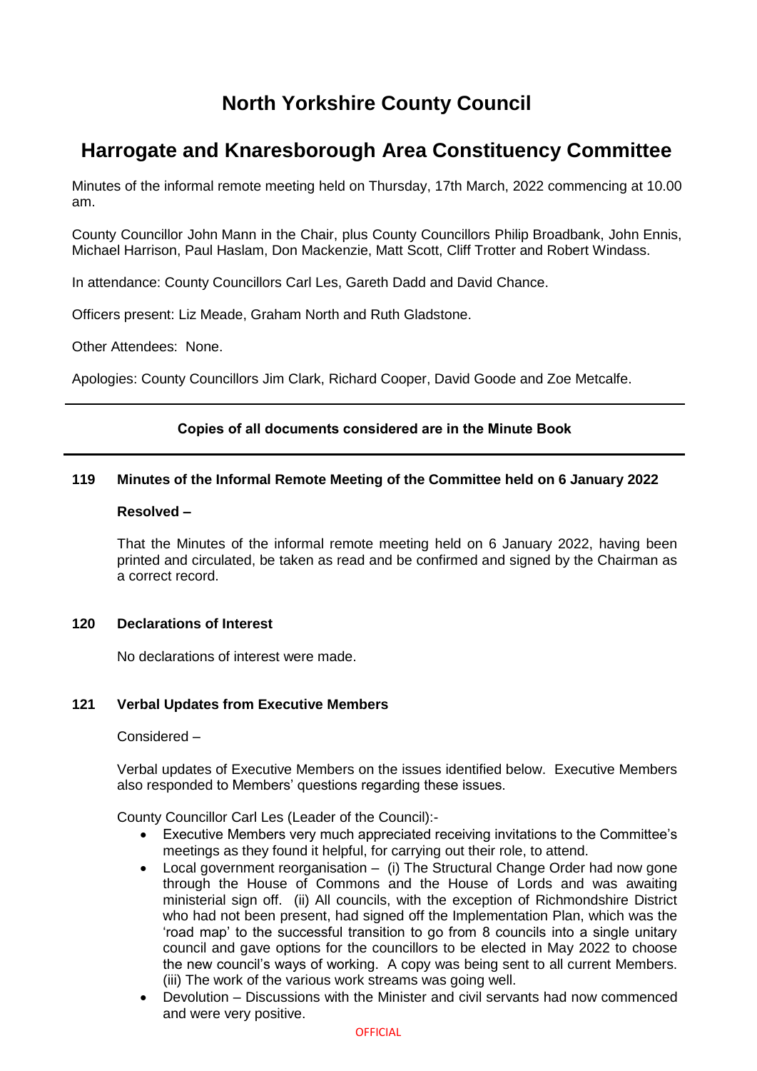# North Yorkshire County Council

## Harrogate and Knaresborough Area Constituency Committee

Minutes of the informal remote meeting held on Thursday, 17th March, 2022 commencing at 10.00 am.

County Councillor John Mann in the Chair, plus County Councillors Philip Broadbank, John Ennis, Michael Harrison, Paul Haslam, Don Mackenzie, Matt Scott, Cliff Trotter and Robert Windass.

In attendance: County Councillors Carl Les, Gareth Dadd and David Chance.

Officers present: Liz Meade, Graham North and Ruth Gladstone.

Other Attendees: None.

Apologies: County Councillors Jim Clark, Richard Cooper, David Goode and Zoe Metcalfe.

---

**Copies of all documents considered are in the Minute Book**

---

### 119 Minutes of the Informal Remote Meeting of the Committee held on 6 January 2022

**Resolved –**

That the Minutes of the informal remote meeting held on 6 January 2022, having been printed and circulated, be taken as read and be confirmed and signed by the Chairman as a correct record.

### 120 Declarations of Interest

No declarations of interest were made.

### 121 Verbal Updates from Executive Members

Considered –

Verbal updates of Executive Members on the issues identified below. Executive Members also responded to Members' questions regarding these issues.

County Councillor Carl Les (Leader of the Council):-

- Executive Members very much appreciated receiving invitations to the Committee's meetings as they found it helpful, for carrying out their role, to attend.
- Local government reorganisation – (i) The Structural Change Order had now gone through the House of Commons and the House of Lords and was awaiting ministerial sign off. (ii) All councils, with the exception of Richmondshire District who had not been present, had signed off the Implementation Plan, which was the 'road map' to the successful transition to go from 8 councils into a single unitary council and gave options for the councillors to be elected in May 2022 to choose the new council's ways of working. A copy was being sent to all current Members. (iii) The work of the various work streams was going well.
- Devolution – Discussions with the Minister and civil servants had now commenced and were very positive.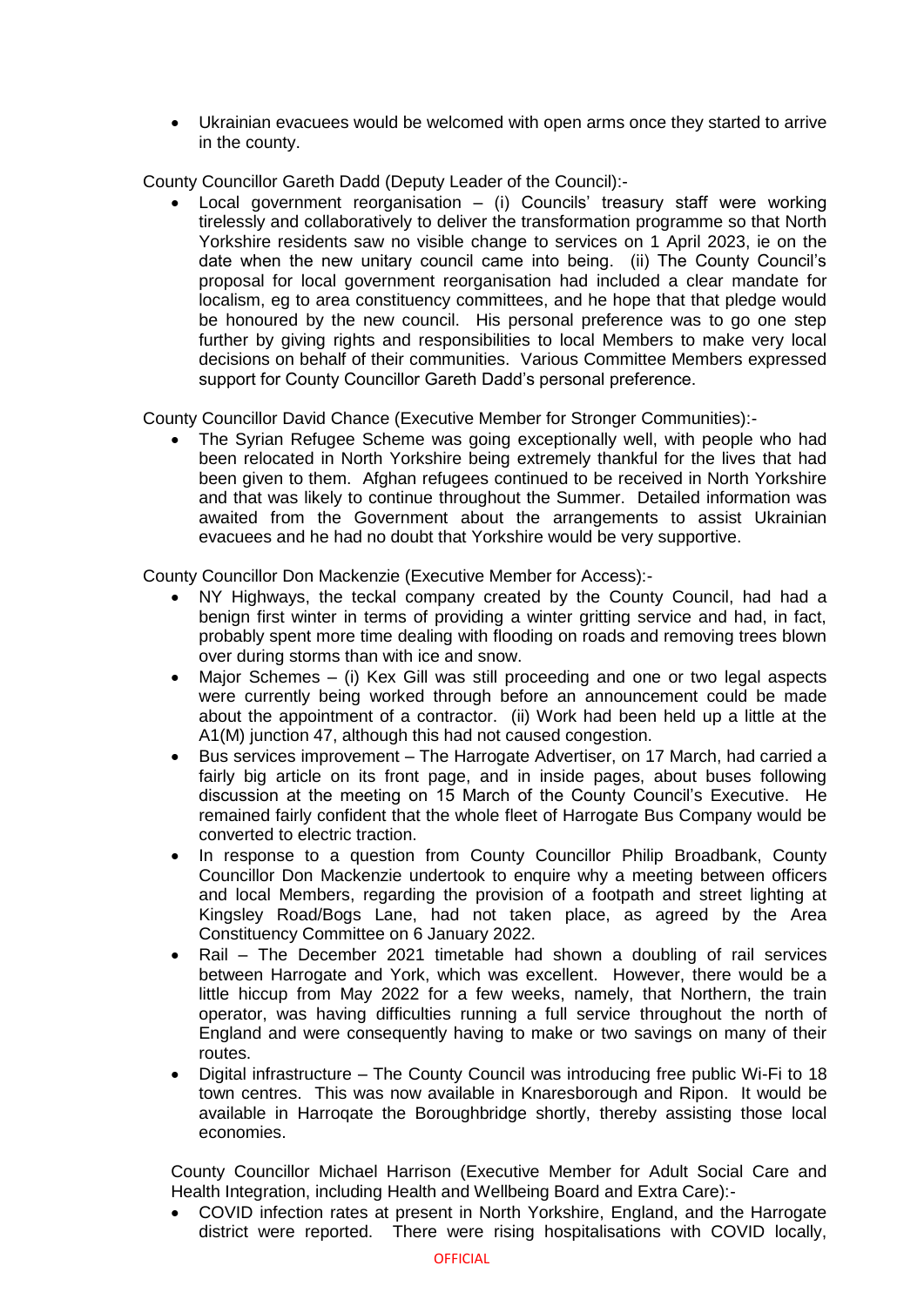- Ukrainian evacuees would be welcomed with open arms once they started to arrive in the county.

County Councillor Gareth Dadd (Deputy Leader of the Council):-

- Local government reorganisation – (i) Councils' treasury staff were working tirelessly and collaboratively to deliver the transformation programme so that North Yorkshire residents saw no visible change to services on 1 April 2023, ie on the date when the new unitary council came into being. (ii) The County Council's proposal for local government reorganisation had included a clear mandate for localism, eg to area constituency committees, and he hope that that pledge would be honoured by the new council. His personal preference was to go one step further by giving rights and responsibilities to local Members to make very local decisions on behalf of their communities. Various Committee Members expressed support for County Councillor Gareth Dadd's personal preference.

County Councillor David Chance (Executive Member for Stronger Communities):-

- The Syrian Refugee Scheme was going exceptionally well, with people who had been relocated in North Yorkshire being extremely thankful for the lives that had been given to them. Afghan refugees continued to be received in North Yorkshire and that was likely to continue throughout the Summer. Detailed information was awaited from the Government about the arrangements to assist Ukrainian evacuees and he had no doubt that Yorkshire would be very supportive.

County Councillor Don Mackenzie (Executive Member for Access):-

- NY Highways, the teckal company created by the County Council, had had a benign first winter in terms of providing a winter gritting service and had, in fact, probably spent more time dealing with flooding on roads and removing trees blown over during storms than with ice and snow.
- Major Schemes – (i) Kex Gill was still proceeding and one or two legal aspects were currently being worked through before an announcement could be made about the appointment of a contractor. (ii) Work had been held up a little at the A1(M) junction 47, although this had not caused congestion.
- Bus services improvement – The Harrogate Advertiser, on 17 March, had carried a fairly big article on its front page, and in inside pages, about buses following discussion at the meeting on 15 March of the County Council's Executive. He remained fairly confident that the whole fleet of Harrogate Bus Company would be converted to electric traction.
- In response to a question from County Councillor Philip Broadbank, County Councillor Don Mackenzie undertook to enquire why a meeting between officers and local Members, regarding the provision of a footpath and street lighting at Kingsley Road/Bogs Lane, had not taken place, as agreed by the Area Constituency Committee on 6 January 2022.
- Rail – The December 2021 timetable had shown a doubling of rail services between Harrogate and York, which was excellent. However, there would be a little hiccup from May 2022 for a few weeks, namely, that Northern, the train operator, was having difficulties running a full service throughout the north of England and were consequently having to make or two savings on many of their routes.
- Digital infrastructure – The County Council was introducing free public Wi-Fi to 18 town centres. This was now available in Knaresborough and Ripon. It would be available in Harrogate the Boroughbridge shortly, thereby assisting those local economies.

County Councillor Michael Harrison (Executive Member for Adult Social Care and Health Integration, including Health and Wellbeing Board and Extra Care):-

- COVID infection rates at present in North Yorkshire, England, and the Harrogate district were reported. There were rising hospitalisations with COVID locally,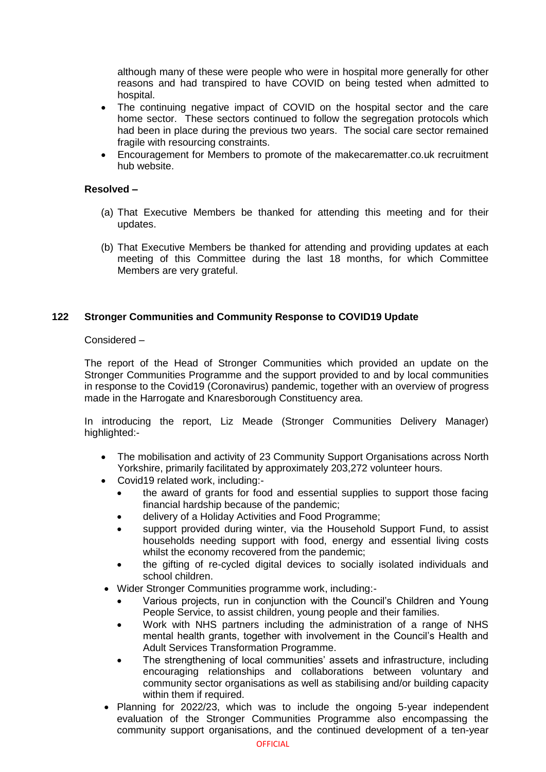although many of these were people who were in hospital more generally for other reasons and had transpired to have COVID on being tested when admitted to hospital.

- The continuing negative impact of COVID on the hospital sector and the care home sector. These sectors continued to follow the segregation protocols which had been in place during the previous two years. The social care sector remained fragile with resourcing constraints.
- Encouragement for Members to promote of the makecarematter.co.uk recruitment hub website.

**Resolved –**

(a) That Executive Members be thanked for attending this meeting and for their updates.

(b) That Executive Members be thanked for attending and providing updates at each meeting of this Committee during the last 18 months, for which Committee Members are very grateful.

## 122 Stronger Communities and Community Response to COVID19 Update

Considered –

The report of the Head of Stronger Communities which provided an update on the Stronger Communities Programme and the support provided to and by local communities in response to the Covid19 (Coronavirus) pandemic, together with an overview of progress made in the Harrogate and Knaresborough Constituency area.

In introducing the report, Liz Meade (Stronger Communities Delivery Manager) highlighted:-

- The mobilisation and activity of 23 Community Support Organisations across North Yorkshire, primarily facilitated by approximately 203,272 volunteer hours.
- Covid19 related work, including:-
  - the award of grants for food and essential supplies to support those facing financial hardship because of the pandemic;
  - delivery of a Holiday Activities and Food Programme;
  - support provided during winter, via the Household Support Fund, to assist households needing support with food, energy and essential living costs whilst the economy recovered from the pandemic;
  - the gifting of re-cycled digital devices to socially isolated individuals and school children.
- Wider Stronger Communities programme work, including:-
  - Various projects, run in conjunction with the Council's Children and Young People Service, to assist children, young people and their families.
  - Work with NHS partners including the administration of a range of NHS mental health grants, together with involvement in the Council's Health and Adult Services Transformation Programme.
  - The strengthening of local communities' assets and infrastructure, including encouraging relationships and collaborations between voluntary and community sector organisations as well as stabilising and/or building capacity within them if required.
- Planning for 2022/23, which was to include the ongoing 5-year independent evaluation of the Stronger Communities Programme also encompassing the community support organisations, and the continued development of a ten-year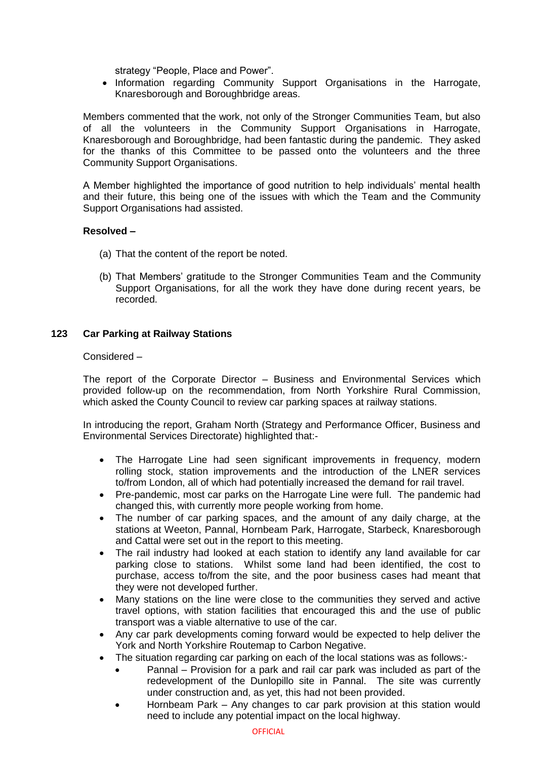strategy "People, Place and Power".

- Information regarding Community Support Organisations in the Harrogate, Knaresborough and Boroughbridge areas.

Members commented that the work, not only of the Stronger Communities Team, but also of all the volunteers in the Community Support Organisations in Harrogate, Knaresborough and Boroughbridge, had been fantastic during the pandemic. They asked for the thanks of this Committee to be passed onto the volunteers and the three Community Support Organisations.

A Member highlighted the importance of good nutrition to help individuals' mental health and their future, this being one of the issues with which the Team and the Community Support Organisations had assisted.

**Resolved –**

(a) That the content of the report be noted.

(b) That Members' gratitude to the Stronger Communities Team and the Community Support Organisations, for all the work they have done during recent years, be recorded.

### 123 Car Parking at Railway Stations

Considered –

The report of the Corporate Director – Business and Environmental Services which provided follow-up on the recommendation, from North Yorkshire Rural Commission, which asked the County Council to review car parking spaces at railway stations.

In introducing the report, Graham North (Strategy and Performance Officer, Business and Environmental Services Directorate) highlighted that:-

- The Harrogate Line had seen significant improvements in frequency, modern rolling stock, station improvements and the introduction of the LNER services to/from London, all of which had potentially increased the demand for rail travel.
- Pre-pandemic, most car parks on the Harrogate Line were full. The pandemic had changed this, with currently more people working from home.
- The number of car parking spaces, and the amount of any daily charge, at the stations at Weeton, Pannal, Hornbeam Park, Harrogate, Starbeck, Knaresborough and Cattal were set out in the report to this meeting.
- The rail industry had looked at each station to identify any land available for car parking close to stations. Whilst some land had been identified, the cost to purchase, access to/from the site, and the poor business cases had meant that they were not developed further.
- Many stations on the line were close to the communities they served and active travel options, with station facilities that encouraged this and the use of public transport was a viable alternative to use of the car.
- Any car park developments coming forward would be expected to help deliver the York and North Yorkshire Routemap to Carbon Negative.
- The situation regarding car parking on each of the local stations was as follows:-
  - Pannal – Provision for a park and rail car park was included as part of the redevelopment of the Dunlopillo site in Pannal. The site was currently under construction and, as yet, this had not been provided.
  - Hornbeam Park – Any changes to car park provision at this station would need to include any potential impact on the local highway.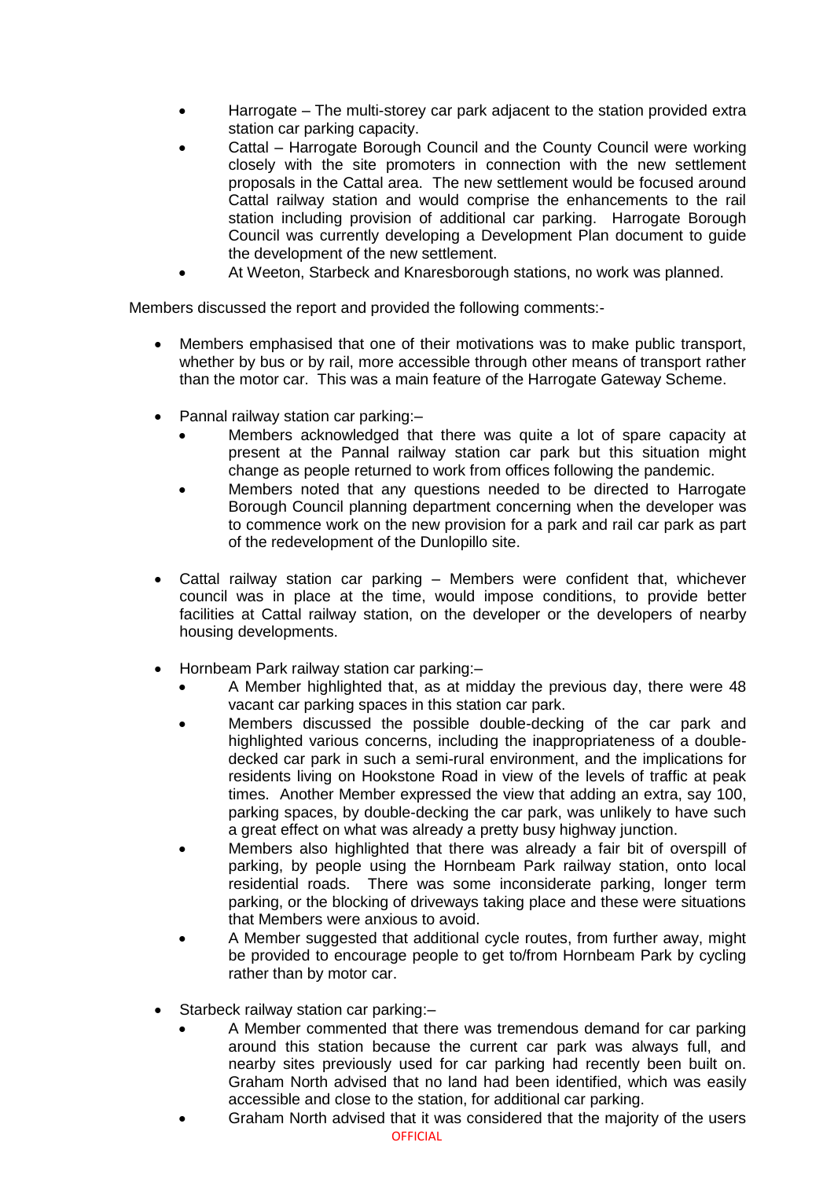- Harrogate – The multi-storey car park adjacent to the station provided extra station car parking capacity.
- Cattal – Harrogate Borough Council and the County Council were working closely with the site promoters in connection with the new settlement proposals in the Cattal area. The new settlement would be focused around Cattal railway station and would comprise the enhancements to the rail station including provision of additional car parking. Harrogate Borough Council was currently developing a Development Plan document to guide the development of the new settlement.
- At Weeton, Starbeck and Knaresborough stations, no work was planned.

Members discussed the report and provided the following comments:-

- Members emphasised that one of their motivations was to make public transport, whether by bus or by rail, more accessible through other means of transport rather than the motor car. This was a main feature of the Harrogate Gateway Scheme.

- Pannal railway station car parking:–
  - Members acknowledged that there was quite a lot of spare capacity at present at the Pannal railway station car park but this situation might change as people returned to work from offices following the pandemic.
  - Members noted that any questions needed to be directed to Harrogate Borough Council planning department concerning when the developer was to commence work on the new provision for a park and rail car park as part of the redevelopment of the Dunlopillo site.

- Cattal railway station car parking – Members were confident that, whichever council was in place at the time, would impose conditions, to provide better facilities at Cattal railway station, on the developer or the developers of nearby housing developments.

- Hornbeam Park railway station car parking:–
  - A Member highlighted that, as at midday the previous day, there were 48 vacant car parking spaces in this station car park.
  - Members discussed the possible double-decking of the car park and highlighted various concerns, including the inappropriateness of a double-decked car park in such a semi-rural environment, and the implications for residents living on Hookstone Road in view of the levels of traffic at peak times. Another Member expressed the view that adding an extra, say 100, parking spaces, by double-decking the car park, was unlikely to have such a great effect on what was already a pretty busy highway junction.
  - Members also highlighted that there was already a fair bit of overspill of parking, by people using the Hornbeam Park railway station, onto local residential roads. There was some inconsiderate parking, longer term parking, or the blocking of driveways taking place and these were situations that Members were anxious to avoid.
  - A Member suggested that additional cycle routes, from further away, might be provided to encourage people to get to/from Hornbeam Park by cycling rather than by motor car.

- Starbeck railway station car parking:–
  - A Member commented that there was tremendous demand for car parking around this station because the current car park was always full, and nearby sites previously used for car parking had recently been built on. Graham North advised that no land had been identified, which was easily accessible and close to the station, for additional car parking.
  - Graham North advised that it was considered that the majority of the users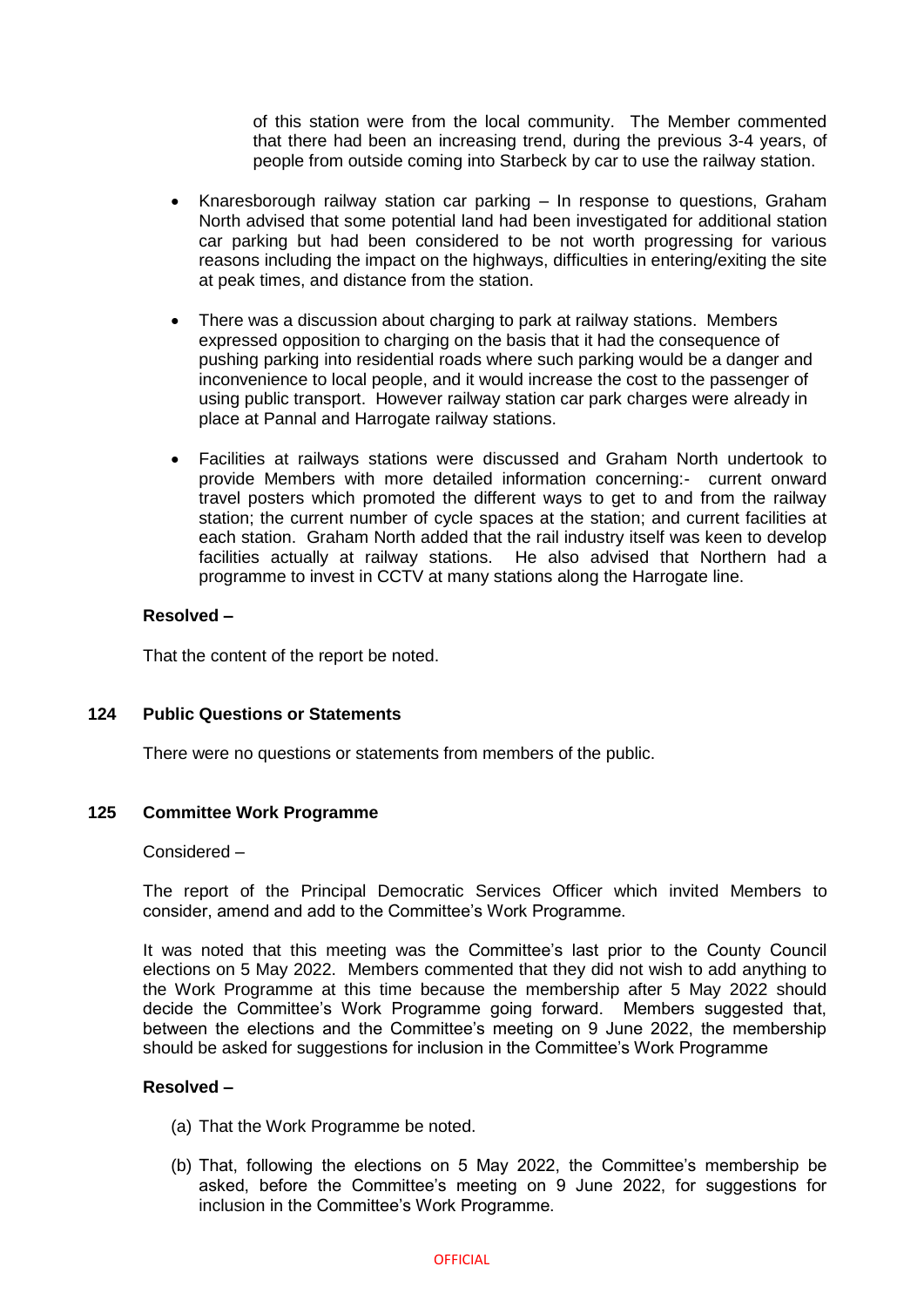of this station were from the local community. The Member commented that there had been an increasing trend, during the previous 3-4 years, of people from outside coming into Starbeck by car to use the railway station.

- Knaresborough railway station car parking – In response to questions, Graham North advised that some potential land had been investigated for additional station car parking but had been considered to be not worth progressing for various reasons including the impact on the highways, difficulties in entering/exiting the site at peak times, and distance from the station.

- There was a discussion about charging to park at railway stations. Members expressed opposition to charging on the basis that it had the consequence of pushing parking into residential roads where such parking would be a danger and inconvenience to local people, and it would increase the cost to the passenger of using public transport. However railway station car park charges were already in place at Pannal and Harrogate railway stations.

- Facilities at railways stations were discussed and Graham North undertook to provide Members with more detailed information concerning:- current onward travel posters which promoted the different ways to get to and from the railway station; the current number of cycle spaces at the station; and current facilities at each station. Graham North added that the rail industry itself was keen to develop facilities actually at railway stations. He also advised that Northern had a programme to invest in CCTV at many stations along the Harrogate line.

**Resolved –**

That the content of the report be noted.

## 124 Public Questions or Statements

There were no questions or statements from members of the public.

## 125 Committee Work Programme

Considered –

The report of the Principal Democratic Services Officer which invited Members to consider, amend and add to the Committee's Work Programme.

It was noted that this meeting was the Committee's last prior to the County Council elections on 5 May 2022. Members commented that they did not wish to add anything to the Work Programme at this time because the membership after 5 May 2022 should decide the Committee's Work Programme going forward. Members suggested that, between the elections and the Committee's meeting on 9 June 2022, the membership should be asked for suggestions for inclusion in the Committee's Work Programme

**Resolved –**

(a) That the Work Programme be noted.

(b) That, following the elections on 5 May 2022, the Committee's membership be asked, before the Committee's meeting on 9 June 2022, for suggestions for inclusion in the Committee's Work Programme.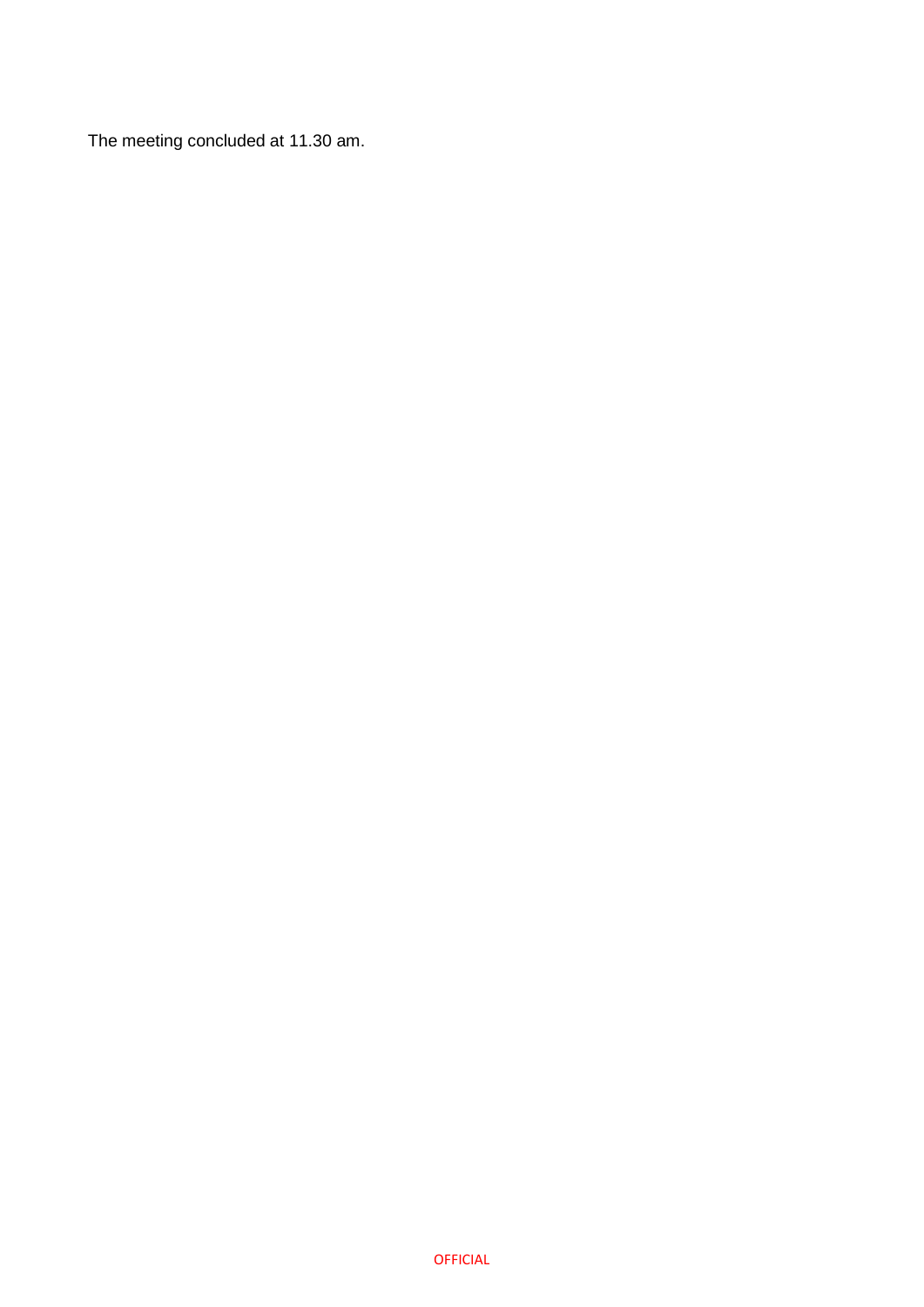The meeting concluded at 11.30 am.